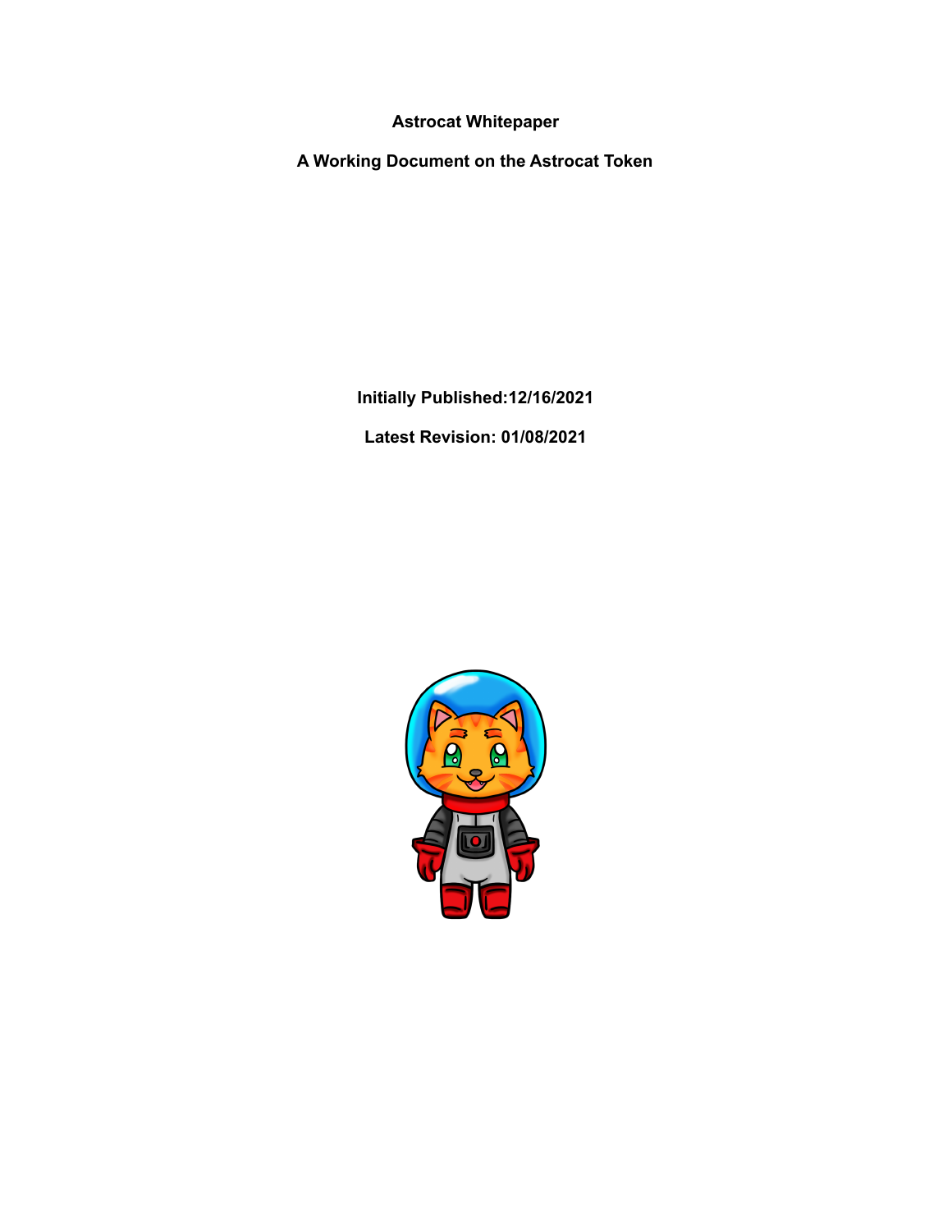# Astrocat Whitepaper

## A Working Document on the Astrocat Token

**Initially Published:12/16/2021**

**Latest Revision: 01/08/2021**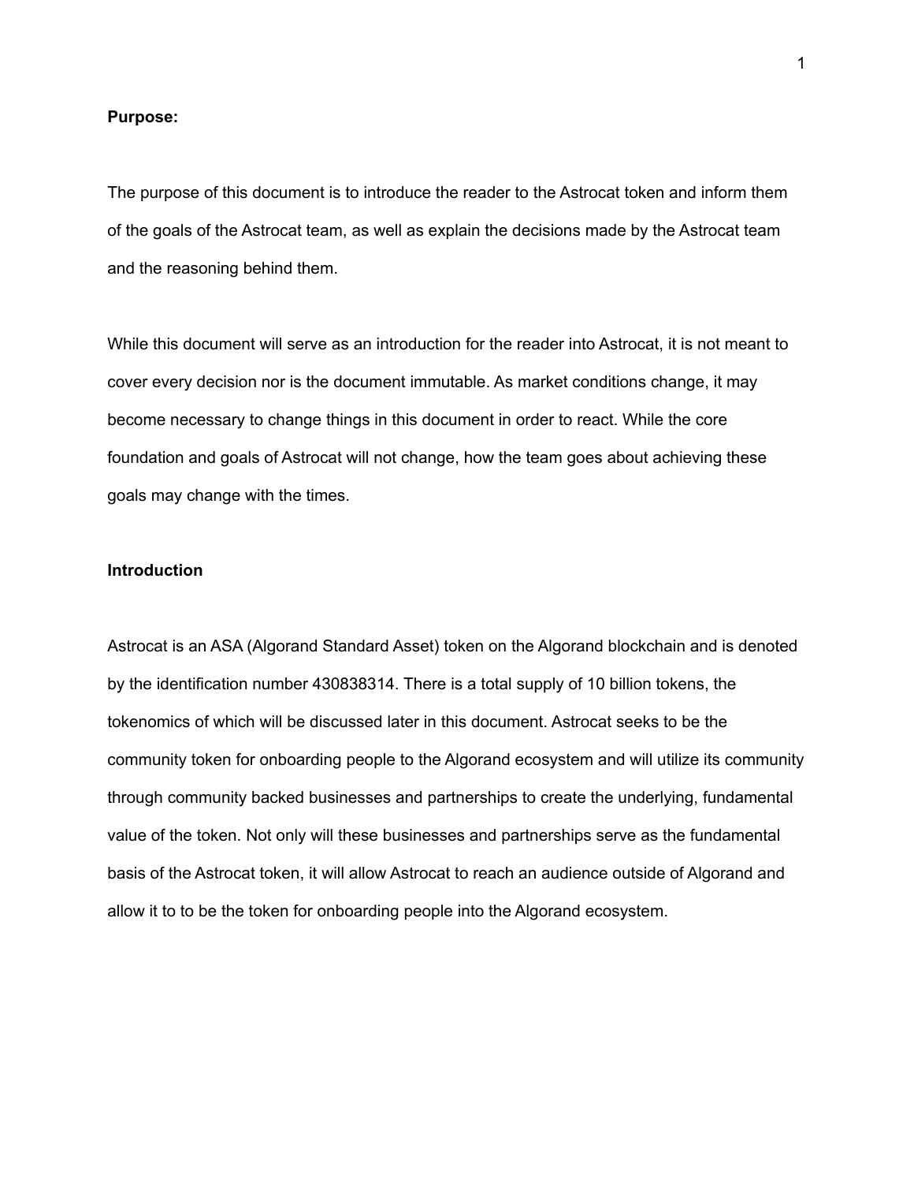**Purpose:**

The purpose of this document is to introduce the reader to the Astrocat token and inform them of the goals of the Astrocat team, as well as explain the decisions made by the Astrocat team and the reasoning behind them.

While this document will serve as an introduction for the reader into Astrocat, it is not meant to cover every decision nor is the document immutable. As market conditions change, it may become necessary to change things in this document in order to react. While the core foundation and goals of Astrocat will not change, how the team goes about achieving these goals may change with the times.

**Introduction**

Astrocat is an ASA (Algorand Standard Asset) token on the Algorand blockchain and is denoted by the identification number 430838314. There is a total supply of 10 billion tokens, the tokenomics of which will be discussed later in this document. Astrocat seeks to be the community token for onboarding people to the Algorand ecosystem and will utilize its community through community backed businesses and partnerships to create the underlying, fundamental value of the token. Not only will these businesses and partnerships serve as the fundamental basis of the Astrocat token, it will allow Astrocat to reach an audience outside of Algorand and allow it to to be the token for onboarding people into the Algorand ecosystem.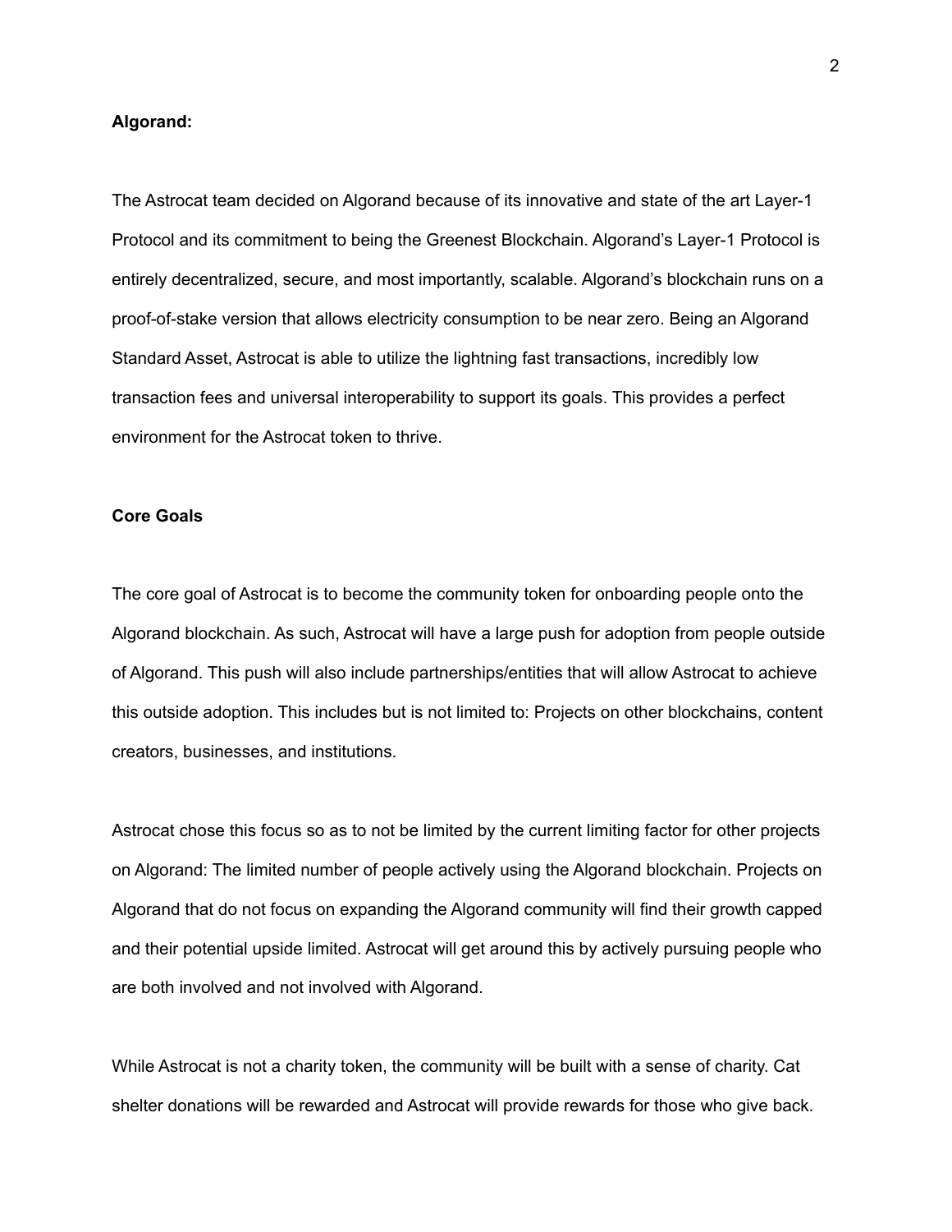## Algorand:

The Astrocat team decided on Algorand because of its innovative and state of the art Layer-1 Protocol and its commitment to being the Greenest Blockchain. Algorand's Layer-1 Protocol is entirely decentralized, secure, and most importantly, scalable. Algorand's blockchain runs on a proof-of-stake version that allows electricity consumption to be near zero. Being an Algorand Standard Asset, Astrocat is able to utilize the lightning fast transactions, incredibly low transaction fees and universal interoperability to support its goals. This provides a perfect environment for the Astrocat token to thrive.

## Core Goals

The core goal of Astrocat is to become the community token for onboarding people onto the Algorand blockchain. As such, Astrocat will have a large push for adoption from people outside of Algorand. This push will also include partnerships/entities that will allow Astrocat to achieve this outside adoption. This includes but is not limited to: Projects on other blockchains, content creators, businesses, and institutions.

Astrocat chose this focus so as to not be limited by the current limiting factor for other projects on Algorand: The limited number of people actively using the Algorand blockchain. Projects on Algorand that do not focus on expanding the Algorand community will find their growth capped and their potential upside limited. Astrocat will get around this by actively pursuing people who are both involved and not involved with Algorand.

While Astrocat is not a charity token, the community will be built with a sense of charity. Cat shelter donations will be rewarded and Astrocat will provide rewards for those who give back.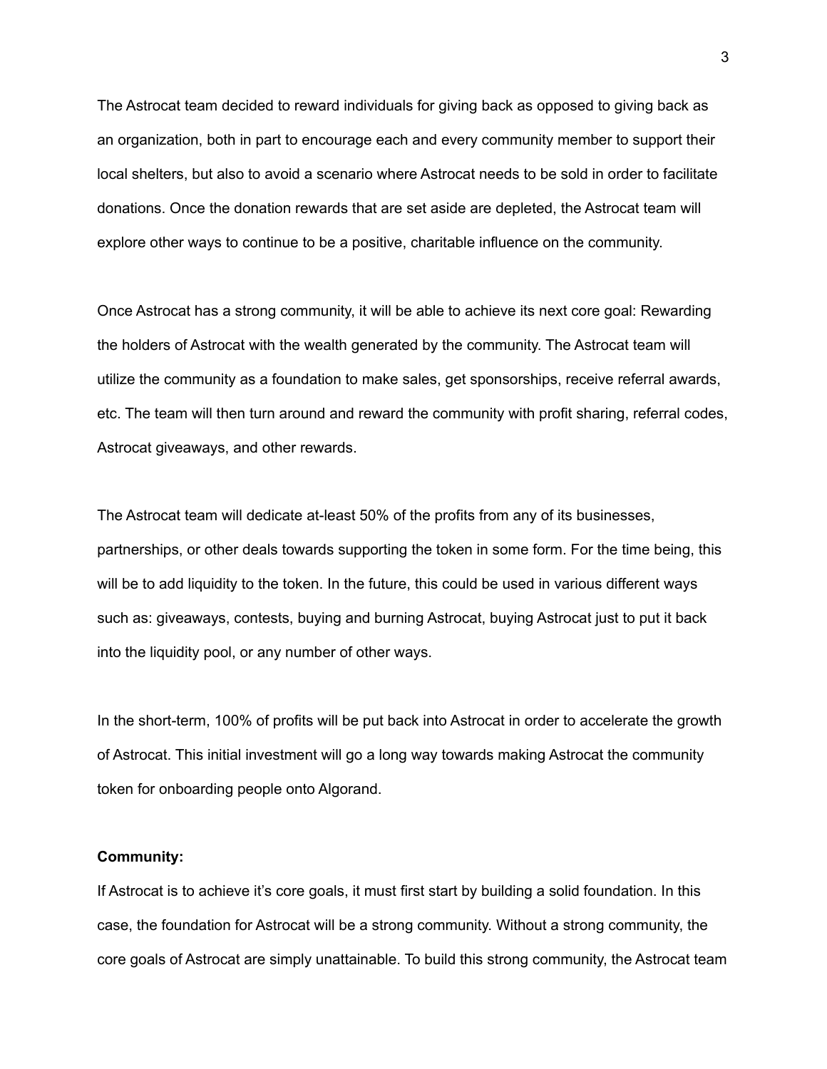The Astrocat team decided to reward individuals for giving back as opposed to giving back as an organization, both in part to encourage each and every community member to support their local shelters, but also to avoid a scenario where Astrocat needs to be sold in order to facilitate donations. Once the donation rewards that are set aside are depleted, the Astrocat team will explore other ways to continue to be a positive, charitable influence on the community.

Once Astrocat has a strong community, it will be able to achieve its next core goal: Rewarding the holders of Astrocat with the wealth generated by the community. The Astrocat team will utilize the community as a foundation to make sales, get sponsorships, receive referral awards, etc. The team will then turn around and reward the community with profit sharing, referral codes, Astrocat giveaways, and other rewards.

The Astrocat team will dedicate at-least 50% of the profits from any of its businesses, partnerships, or other deals towards supporting the token in some form. For the time being, this will be to add liquidity to the token. In the future, this could be used in various different ways such as: giveaways, contests, buying and burning Astrocat, buying Astrocat just to put it back into the liquidity pool, or any number of other ways.

In the short-term, 100% of profits will be put back into Astrocat in order to accelerate the growth of Astrocat. This initial investment will go a long way towards making Astrocat the community token for onboarding people onto Algorand.

**Community:**

If Astrocat is to achieve it's core goals, it must first start by building a solid foundation. In this case, the foundation for Astrocat will be a strong community. Without a strong community, the core goals of Astrocat are simply unattainable. To build this strong community, the Astrocat team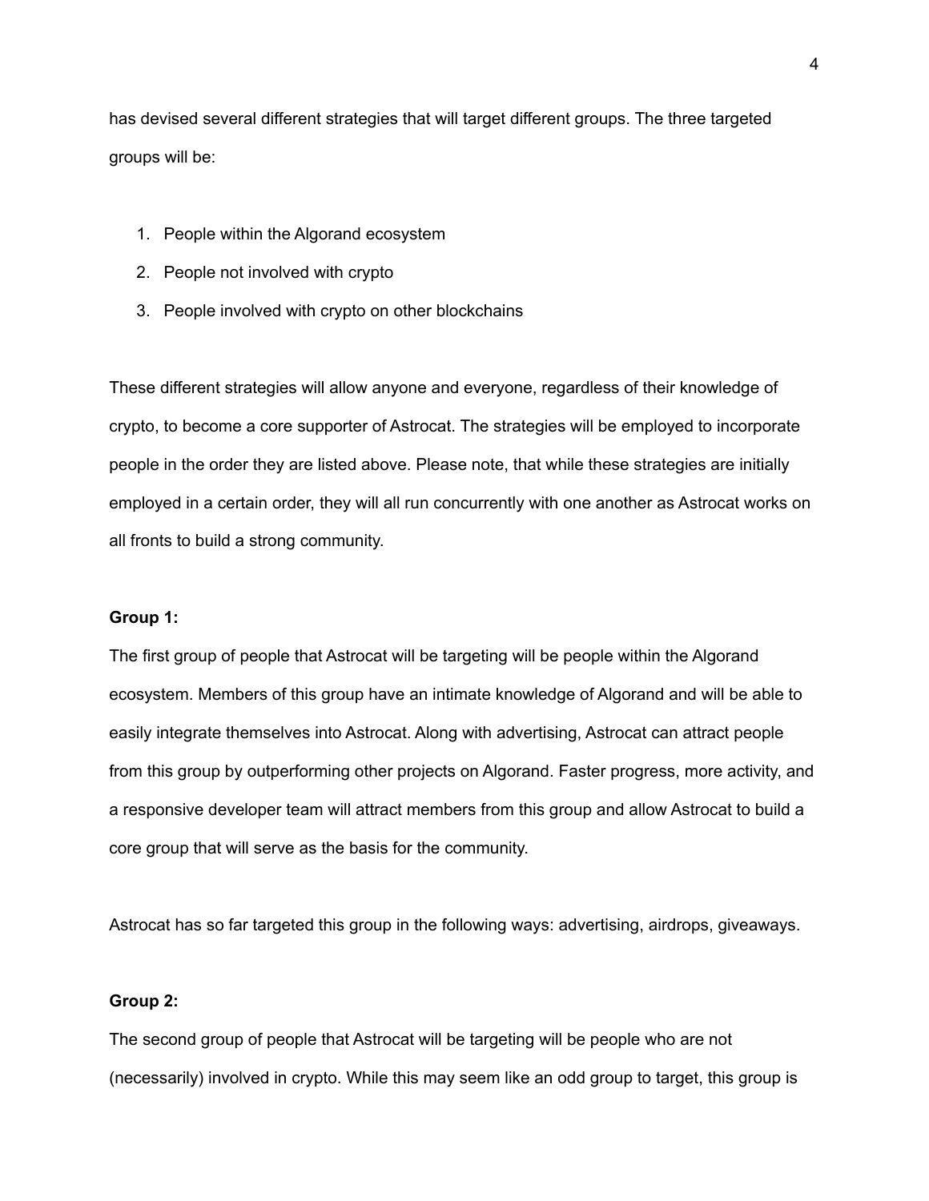has devised several different strategies that will target different groups. The three targeted groups will be:

1. People within the Algorand ecosystem
2. People not involved with crypto
3. People involved with crypto on other blockchains

These different strategies will allow anyone and everyone, regardless of their knowledge of crypto, to become a core supporter of Astrocat. The strategies will be employed to incorporate people in the order they are listed above. Please note, that while these strategies are initially employed in a certain order, they will all run concurrently with one another as Astrocat works on all fronts to build a strong community.

**Group 1:**

The first group of people that Astrocat will be targeting will be people within the Algorand ecosystem. Members of this group have an intimate knowledge of Algorand and will be able to easily integrate themselves into Astrocat. Along with advertising, Astrocat can attract people from this group by outperforming other projects on Algorand. Faster progress, more activity, and a responsive developer team will attract members from this group and allow Astrocat to build a core group that will serve as the basis for the community.

Astrocat has so far targeted this group in the following ways: advertising, airdrops, giveaways.

**Group 2:**

The second group of people that Astrocat will be targeting will be people who are not (necessarily) involved in crypto. While this may seem like an odd group to target, this group is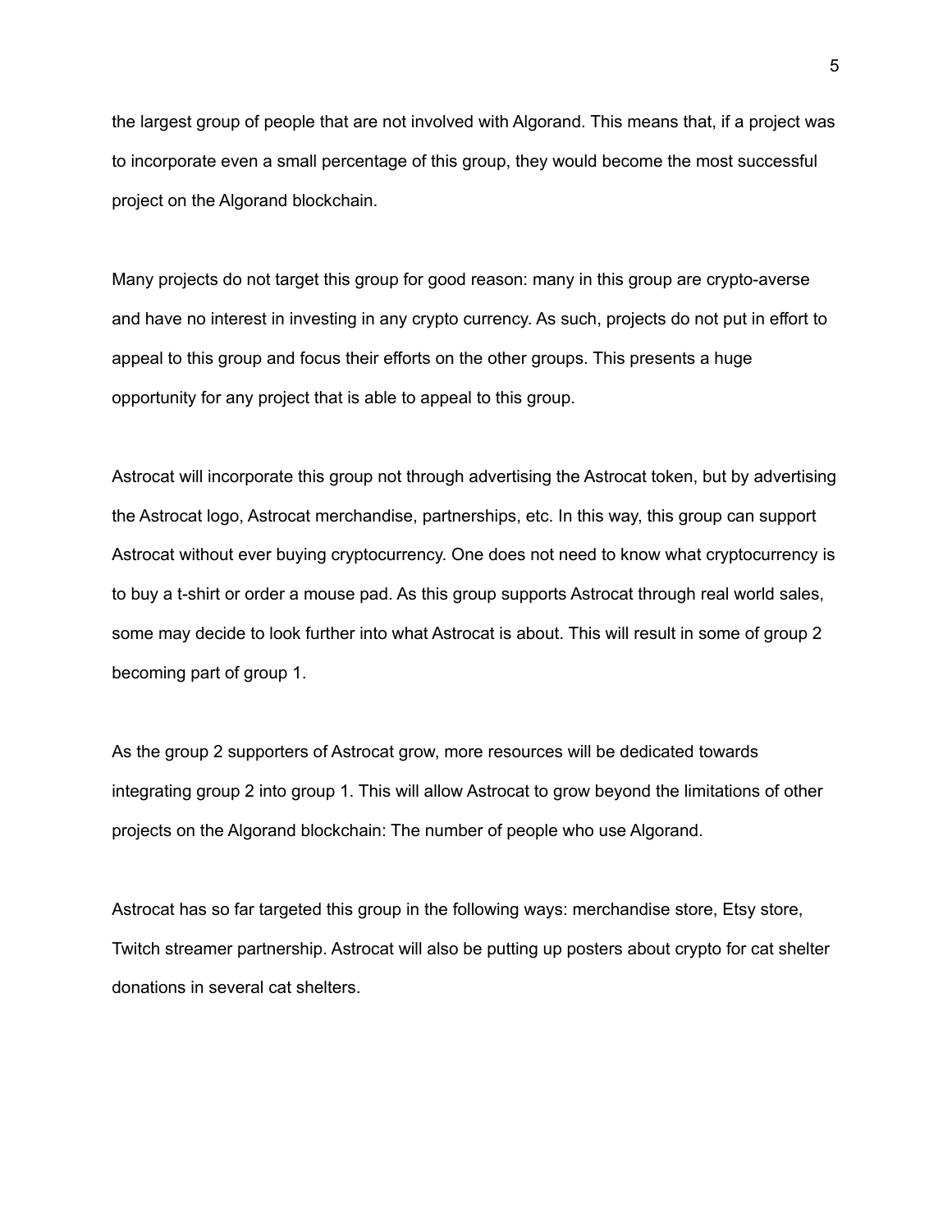the largest group of people that are not involved with Algorand. This means that, if a project was to incorporate even a small percentage of this group, they would become the most successful project on the Algorand blockchain.

Many projects do not target this group for good reason: many in this group are crypto-averse and have no interest in investing in any crypto currency. As such, projects do not put in effort to appeal to this group and focus their efforts on the other groups. This presents a huge opportunity for any project that is able to appeal to this group.

Astrocat will incorporate this group not through advertising the Astrocat token, but by advertising the Astrocat logo, Astrocat merchandise, partnerships, etc. In this way, this group can support Astrocat without ever buying cryptocurrency. One does not need to know what cryptocurrency is to buy a t-shirt or order a mouse pad. As this group supports Astrocat through real world sales, some may decide to look further into what Astrocat is about. This will result in some of group 2 becoming part of group 1.

As the group 2 supporters of Astrocat grow, more resources will be dedicated towards integrating group 2 into group 1. This will allow Astrocat to grow beyond the limitations of other projects on the Algorand blockchain: The number of people who use Algorand.

Astrocat has so far targeted this group in the following ways: merchandise store, Etsy store, Twitch streamer partnership. Astrocat will also be putting up posters about crypto for cat shelter donations in several cat shelters.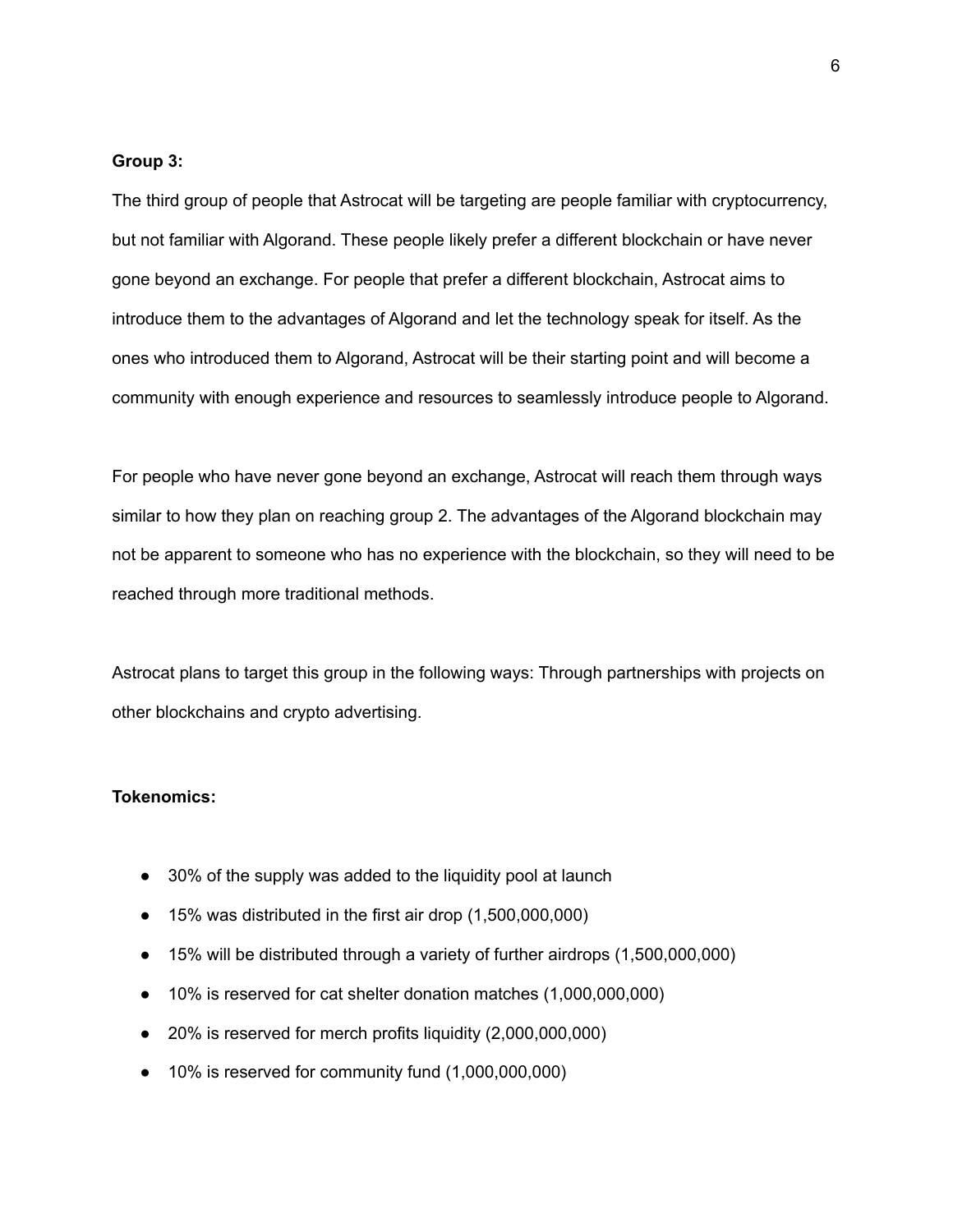**Group 3:**

The third group of people that Astrocat will be targeting are people familiar with cryptocurrency, but not familiar with Algorand. These people likely prefer a different blockchain or have never gone beyond an exchange. For people that prefer a different blockchain, Astrocat aims to introduce them to the advantages of Algorand and let the technology speak for itself. As the ones who introduced them to Algorand, Astrocat will be their starting point and will become a community with enough experience and resources to seamlessly introduce people to Algorand.

For people who have never gone beyond an exchange, Astrocat will reach them through ways similar to how they plan on reaching group 2. The advantages of the Algorand blockchain may not be apparent to someone who has no experience with the blockchain, so they will need to be reached through more traditional methods.

Astrocat plans to target this group in the following ways: Through partnerships with projects on other blockchains and crypto advertising.

**Tokenomics:**

- 30% of the supply was added to the liquidity pool at launch
- 15% was distributed in the first air drop (1,500,000,000)
- 15% will be distributed through a variety of further airdrops (1,500,000,000)
- 10% is reserved for cat shelter donation matches (1,000,000,000)
- 20% is reserved for merch profits liquidity (2,000,000,000)
- 10% is reserved for community fund (1,000,000,000)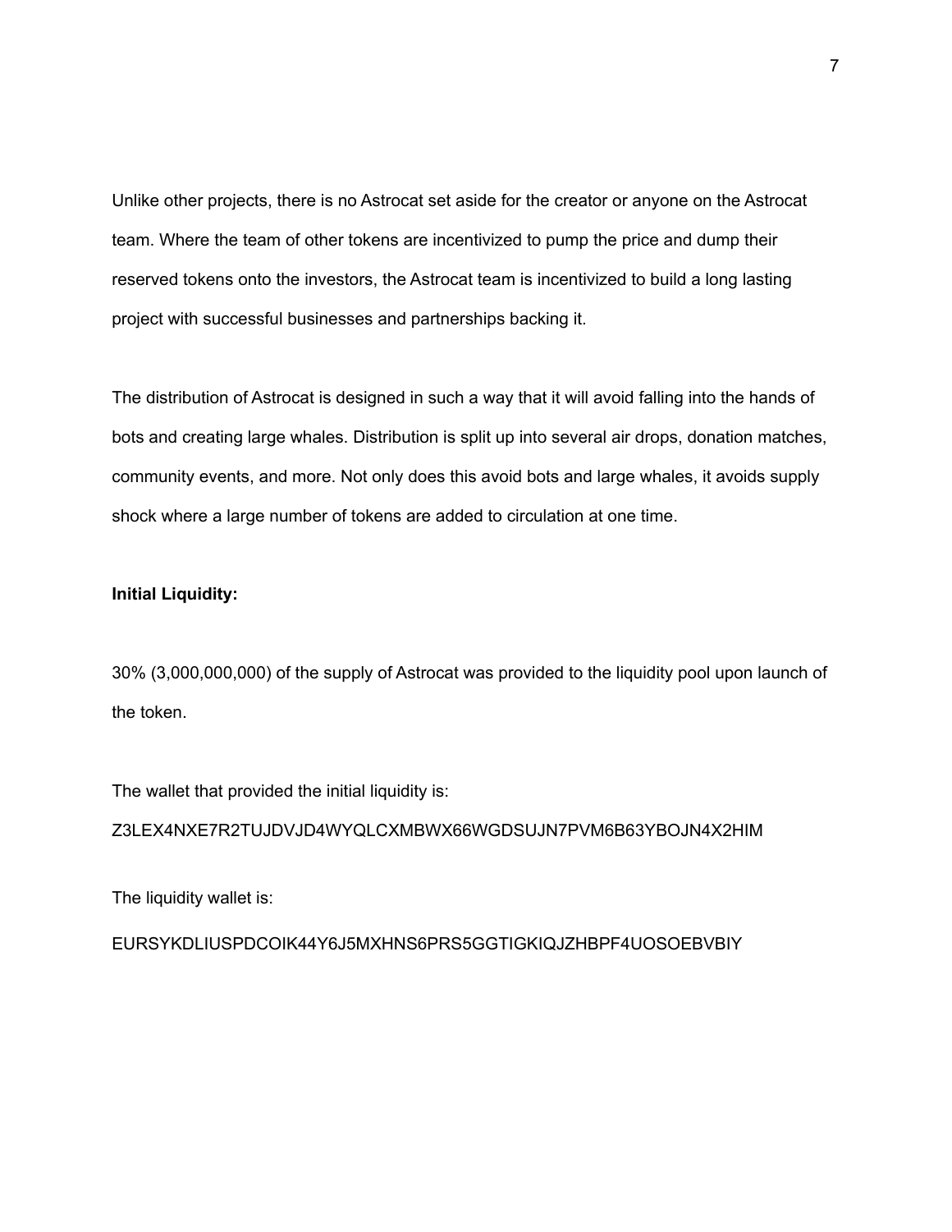Unlike other projects, there is no Astrocat set aside for the creator or anyone on the Astrocat team. Where the team of other tokens are incentivized to pump the price and dump their reserved tokens onto the investors, the Astrocat team is incentivized to build a long lasting project with successful businesses and partnerships backing it.

The distribution of Astrocat is designed in such a way that it will avoid falling into the hands of bots and creating large whales. Distribution is split up into several air drops, donation matches, community events, and more. Not only does this avoid bots and large whales, it avoids supply shock where a large number of tokens are added to circulation at one time.

**Initial Liquidity:**

30% (3,000,000,000) of the supply of Astrocat was provided to the liquidity pool upon launch of the token.

The wallet that provided the initial liquidity is:

Z3LEX4NXE7R2TUJDVJD4WYQLCXMBWX66WGDSUJN7PVM6B63YBOJN4X2HIM

The liquidity wallet is:

EURSYKDLIUSPDCOIK44Y6J5MXHNS6PRS5GGTIGKIQJZHBPF4UOSOEBVBIY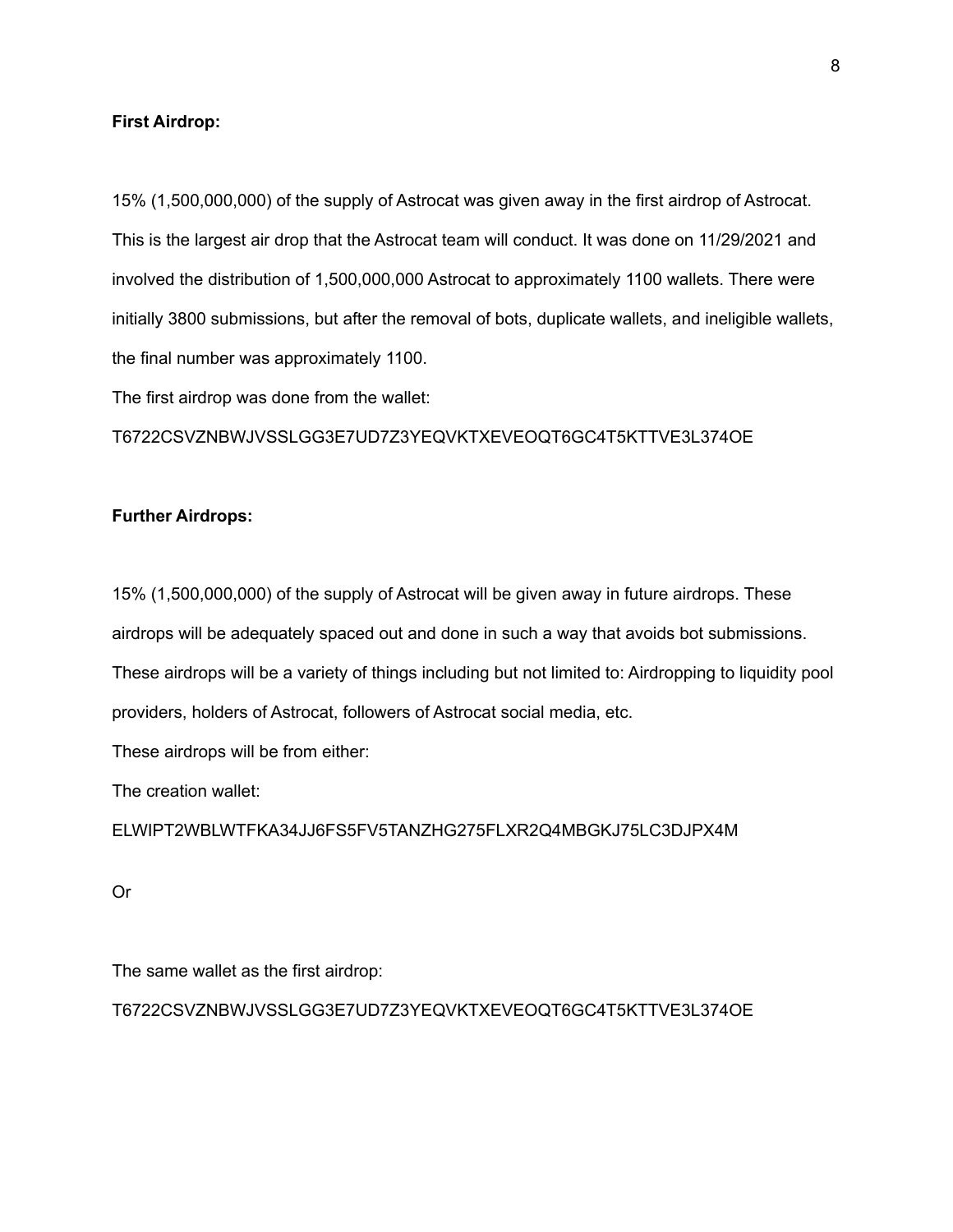**First Airdrop:**

15% (1,500,000,000) of the supply of Astrocat was given away in the first airdrop of Astrocat. This is the largest air drop that the Astrocat team will conduct. It was done on 11/29/2021 and involved the distribution of 1,500,000,000 Astrocat to approximately 1100 wallets. There were initially 3800 submissions, but after the removal of bots, duplicate wallets, and ineligible wallets, the final number was approximately 1100.

The first airdrop was done from the wallet:

T6722CSVZNBWJVSSLGG3E7UD7Z3YEQVKTXEVEOQT6GC4T5KTTVE3L374OE

**Further Airdrops:**

15% (1,500,000,000) of the supply of Astrocat will be given away in future airdrops. These airdrops will be adequately spaced out and done in such a way that avoids bot submissions. These airdrops will be a variety of things including but not limited to: Airdropping to liquidity pool providers, holders of Astrocat, followers of Astrocat social media, etc.

These airdrops will be from either:

The creation wallet:

ELWIPT2WBLWTFKA34JJ6FS5FV5TANZHG275FLXR2Q4MBGKJ75LC3DJPX4M

Or

The same wallet as the first airdrop:

T6722CSVZNBWJVSSLGG3E7UD7Z3YEQVKTXEVEOQT6GC4T5KTTVE3L374OE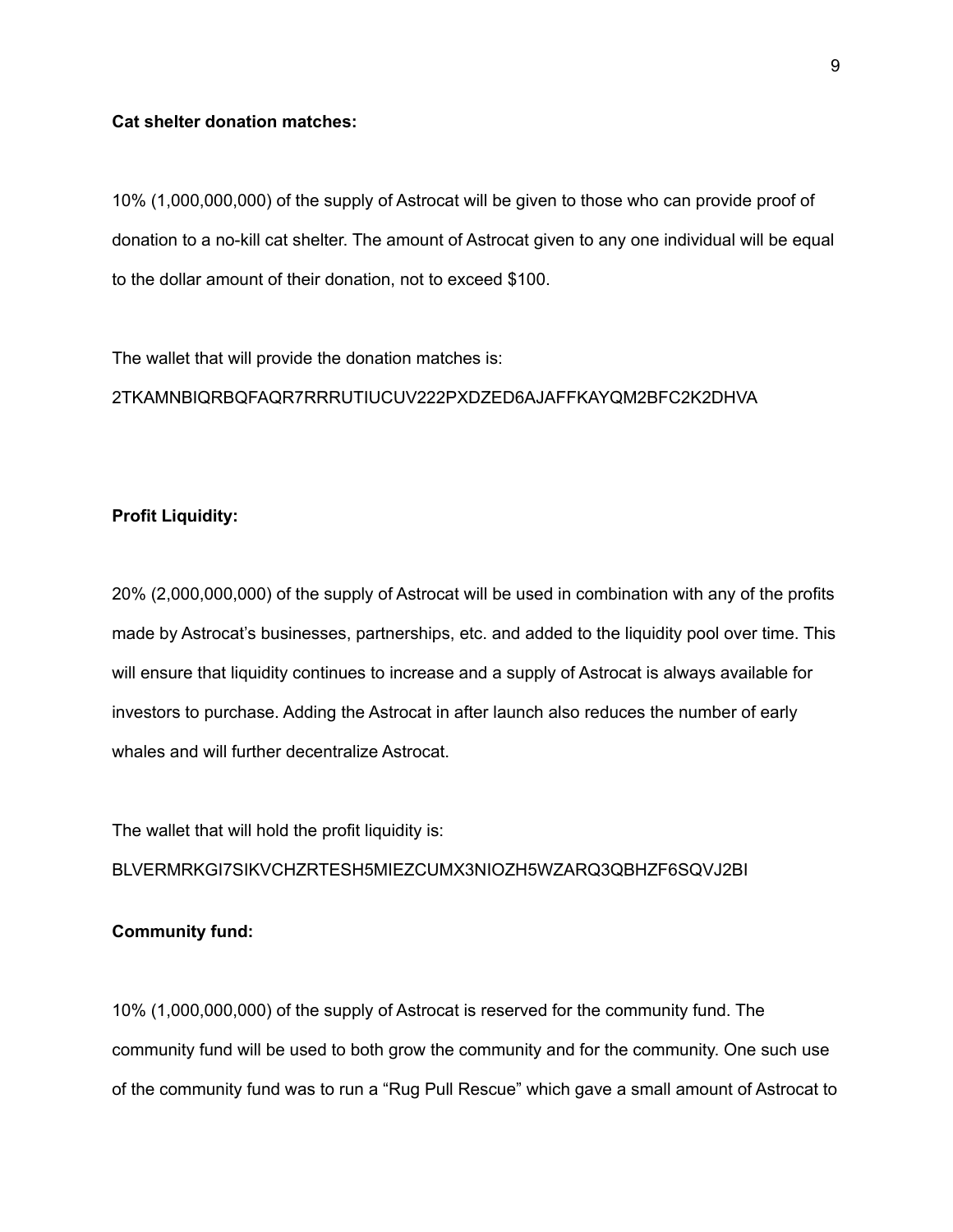**Cat shelter donation matches:**

10% (1,000,000,000) of the supply of Astrocat will be given to those who can provide proof of donation to a no-kill cat shelter. The amount of Astrocat given to any one individual will be equal to the dollar amount of their donation, not to exceed $100.

The wallet that will provide the donation matches is:
2TKAMNBIQRBQFAQR7RRRUTIUCUV222PXDZED6AJAFFKAYQM2BFC2K2DHVA

**Profit Liquidity:**

20% (2,000,000,000) of the supply of Astrocat will be used in combination with any of the profits made by Astrocat's businesses, partnerships, etc. and added to the liquidity pool over time. This will ensure that liquidity continues to increase and a supply of Astrocat is always available for investors to purchase. Adding the Astrocat in after launch also reduces the number of early whales and will further decentralize Astrocat.

The wallet that will hold the profit liquidity is:
BLVERMRKGI7SIKVCHZRTESH5MIEZCUMX3NIOZH5WZARQ3QBHZF6SQVJ2BI

**Community fund:**

10% (1,000,000,000) of the supply of Astrocat is reserved for the community fund. The community fund will be used to both grow the community and for the community. One such use of the community fund was to run a "Rug Pull Rescue" which gave a small amount of Astrocat to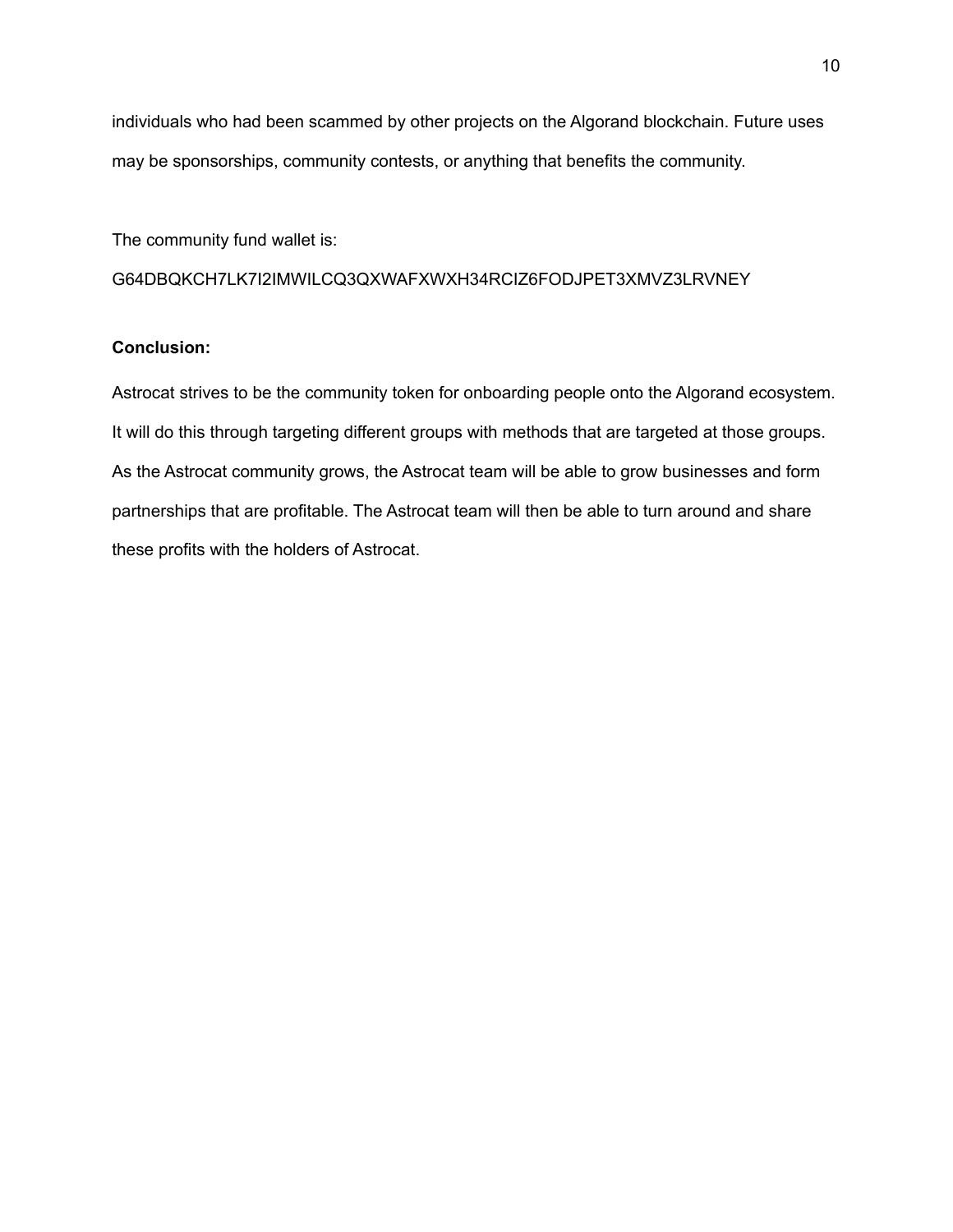individuals who had been scammed by other projects on the Algorand blockchain. Future uses may be sponsorships, community contests, or anything that benefits the community.

The community fund wallet is:

G64DBQKCH7LK7I2IMWILCQ3QXWAFXWXH34RCIZ6FODJPET3XMVZ3LRVNEY

**Conclusion:**

Astrocat strives to be the community token for onboarding people onto the Algorand ecosystem. It will do this through targeting different groups with methods that are targeted at those groups. As the Astrocat community grows, the Astrocat team will be able to grow businesses and form partnerships that are profitable. The Astrocat team will then be able to turn around and share these profits with the holders of Astrocat.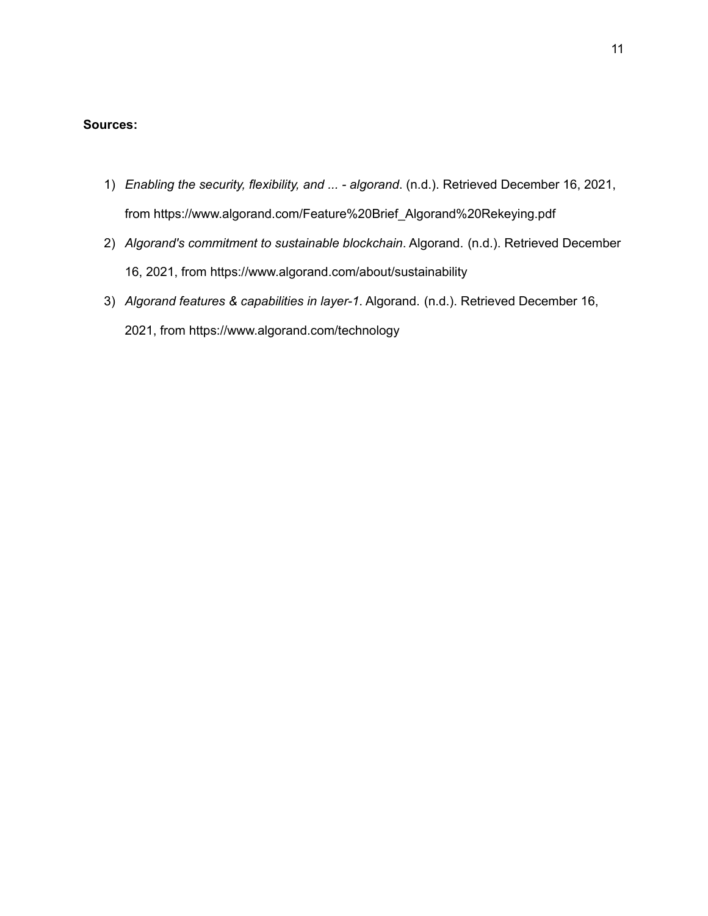**Sources:**

1) *Enabling the security, flexibility, and ... - algorand*. (n.d.). Retrieved December 16, 2021, from https://www.algorand.com/Feature%20Brief_Algorand%20Rekeying.pdf
2) *Algorand's commitment to sustainable blockchain*. Algorand. (n.d.). Retrieved December 16, 2021, from https://www.algorand.com/about/sustainability
3) *Algorand features & capabilities in layer-1*. Algorand. (n.d.). Retrieved December 16, 2021, from https://www.algorand.com/technology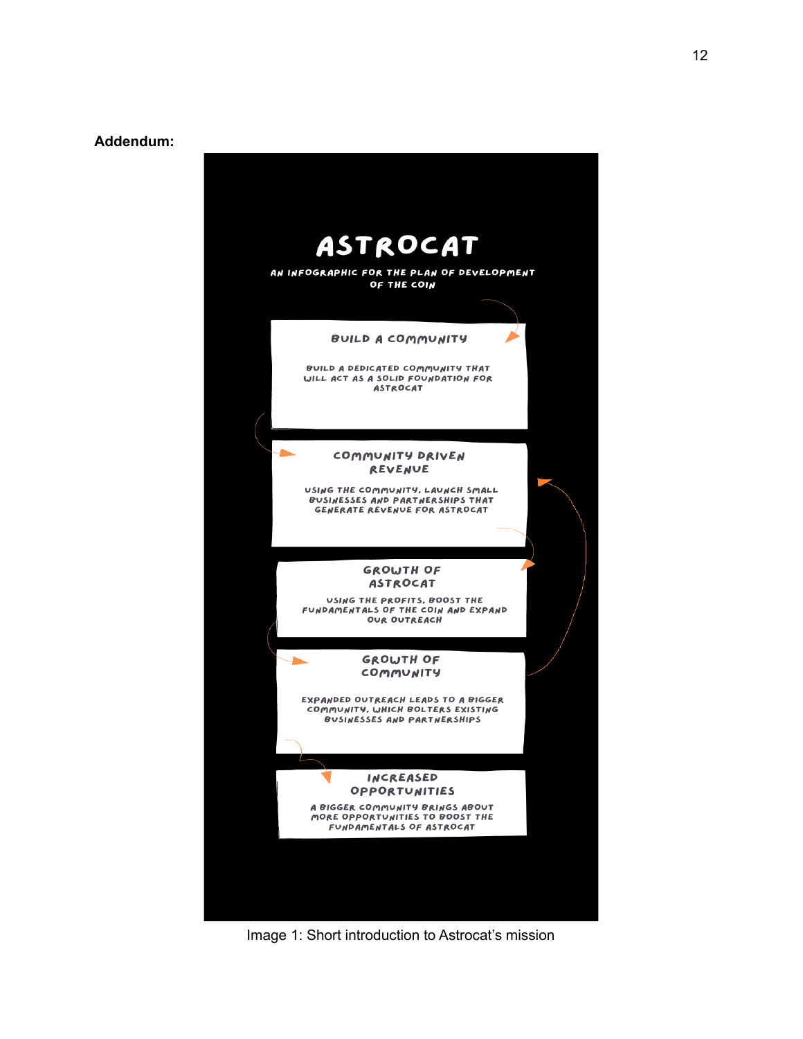**Addendum:**

ASTROCAT

AN INFOGRAPHIC FOR THE PLAN OF DEVELOPMENT OF THE COIN

BUILD A COMMUNITY

BUILD A DEDICATED COMMUNITY THAT WILL ACT AS A SOLID FOUNDATION FOR ASTROCAT

COMMUNITY DRIVEN REVENUE

USING THE COMMUNITY, LAUNCH SMALL BUSINESSES AND PARTNERSHIPS THAT GENERATE REVENUE FOR ASTROCAT

GROWTH OF ASTROCAT

USING THE PROFITS, BOOST THE FUNDAMENTALS OF THE COIN AND EXPAND OUR OUTREACH

GROWTH OF COMMUNITY

EXPANDED OUTREACH LEADS TO A BIGGER COMMUNITY, WHICH BOLTERS EXISTING BUSINESSES AND PARTNERSHIPS

INCREASED OPPORTUNITIES

A BIGGER COMMUNITY BRINGS ABOUT MORE OPPORTUNITIES TO BOOST THE FUNDAMENTALS OF ASTROCAT

Image 1: Short introduction to Astrocat's mission